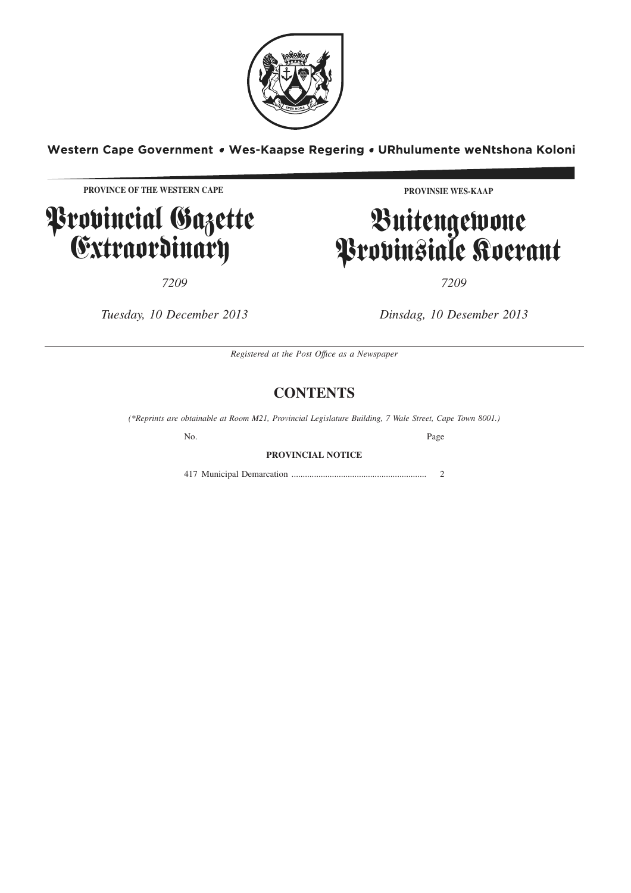Western Cape Government • Wes-Kaapse Regering • URhulumente weNtshona Koloni

**PROVINCE OF THE WESTERN CAPE**

# Provincial Gazette Extraordinary

*7209*

*Tuesday, 10 December 2013*

**PROVINSIE WES-KAAP**

# Buitengewone Provinsiale Koerant

*7209*

*Dinsdag, 10 Desember 2013*

*Registered at the Post Office as a Newspaper*

## CONTENTS

*(\*Reprints are obtainable at Room M21, Provincial Legislature Building, 7 Wale Street, Cape Town 8001.)*

| No. | | Page |
|---|---|---|
| | **PROVINCIAL NOTICE** | |
| 417 | Municipal Demarcation | 2 |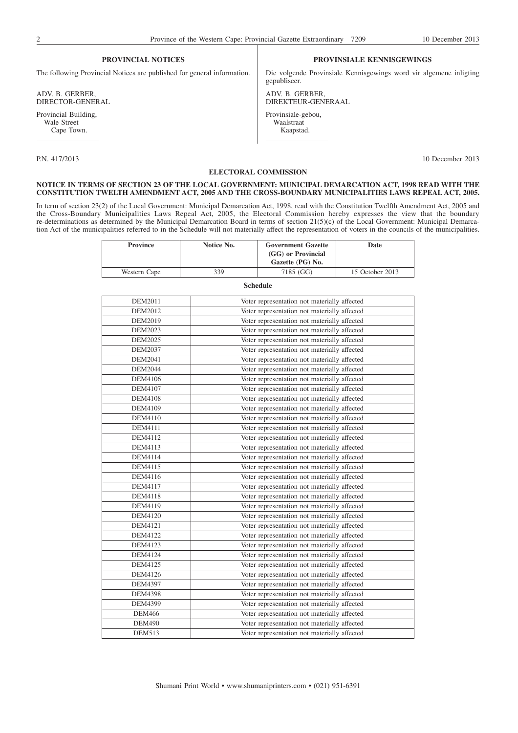## PROVINCIAL NOTICES

The following Provincial Notices are published for general information.

ADV. B. GERBER,
DIRECTOR-GENERAL

Provincial Building,
Wale Street
Cape Town.

## PROVINSIALE KENNISGEWINGS

Die volgende Provinsiale Kennisgewings word vir algemene inligting gepubliseer.

ADV. B. GERBER,
DIREKTEUR-GENERAAL

Provinsiale-gebou,
Waalstraat
Kaapstad.

P.N. 417/2013

10 December 2013

### ELECTORAL COMMISSION

**NOTICE IN TERMS OF SECTION 23 OF THE LOCAL GOVERNMENT: MUNICIPAL DEMARCATION ACT, 1998 READ WITH THE CONSTITUTION TWELFTH AMENDMENT ACT, 2005 AND THE CROSS-BOUNDARY MUNICIPALITIES LAWS REPEAL ACT, 2005.**

In term of section 23(2) of the Local Government: Municipal Demarcation Act, 1998, read with the Constitution Twelfth Amendment Act, 2005 and the Cross-Boundary Municipalities Laws Repeal Act, 2005, the Electoral Commission hereby expresses the view that the boundary re-determinations as determined by the Municipal Demarcation Board in terms of section 21(5)(c) of the Local Government: Municipal Demarcation Act of the municipalities referred to in the Schedule will not materially affect the representation of voters in the councils of the municipalities.

| Province | Notice No. | Government Gazette (GG) or Provincial Gazette (PG) No. | Date |
|---|---|---|---|
| Western Cape | 339 | 7185 (GG) | 15 October 2013 |

**Schedule**

| | |
|---|---|
| DEM2011 | Voter representation not materially affected |
| DEM2012 | Voter representation not materially affected |
| DEM2019 | Voter representation not materially affected |
| DEM2023 | Voter representation not materially affected |
| DEM2025 | Voter representation not materially affected |
| DEM2037 | Voter representation not materially affected |
| DEM2041 | Voter representation not materially affected |
| DEM2044 | Voter representation not materially affected |
| DEM4106 | Voter representation not materially affected |
| DEM4107 | Voter representation not materially affected |
| DEM4108 | Voter representation not materially affected |
| DEM4109 | Voter representation not materially affected |
| DEM4110 | Voter representation not materially affected |
| DEM4111 | Voter representation not materially affected |
| DEM4112 | Voter representation not materially affected |
| DEM4113 | Voter representation not materially affected |
| DEM4114 | Voter representation not materially affected |
| DEM4115 | Voter representation not materially affected |
| DEM4116 | Voter representation not materially affected |
| DEM4117 | Voter representation not materially affected |
| DEM4118 | Voter representation not materially affected |
| DEM4119 | Voter representation not materially affected |
| DEM4120 | Voter representation not materially affected |
| DEM4121 | Voter representation not materially affected |
| DEM4122 | Voter representation not materially affected |
| DEM4123 | Voter representation not materially affected |
| DEM4124 | Voter representation not materially affected |
| DEM4125 | Voter representation not materially affected |
| DEM4126 | Voter representation not materially affected |
| DEM4397 | Voter representation not materially affected |
| DEM4398 | Voter representation not materially affected |
| DEM4399 | Voter representation not materially affected |
| DEM466 | Voter representation not materially affected |
| DEM490 | Voter representation not materially affected |
| DEM513 | Voter representation not materially affected |

Shumani Print World • www.shumaniprinters.com • (021) 951-6391